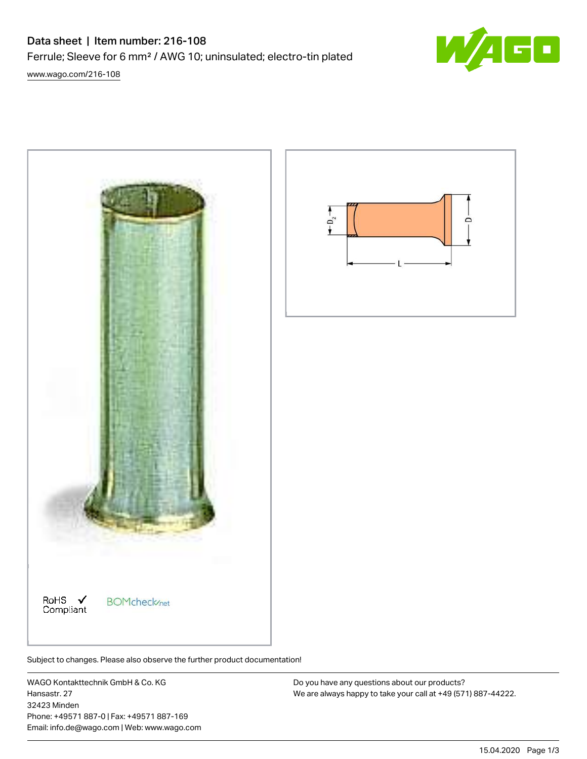# Data sheet | Item number: 216-108

Ferrule; Sleeve for 6 mm² / AWG 10; uninsulated; electro-tin plated

www.wago.com/216-108

RoHS ✓ Compliant

BOMcheck.net

Subject to changes. Please also observe the further product documentation!

WAGO Kontakttechnik GmbH & Co. KG
Hansastr. 27
32423 Minden
Phone: +49571 887-0 | Fax: +49571 887-169
Email: info.de@wago.com | Web: www.wago.com

Do you have any questions about our products?
We are always happy to take your call at +49 (571) 887-44222.

15.04.2020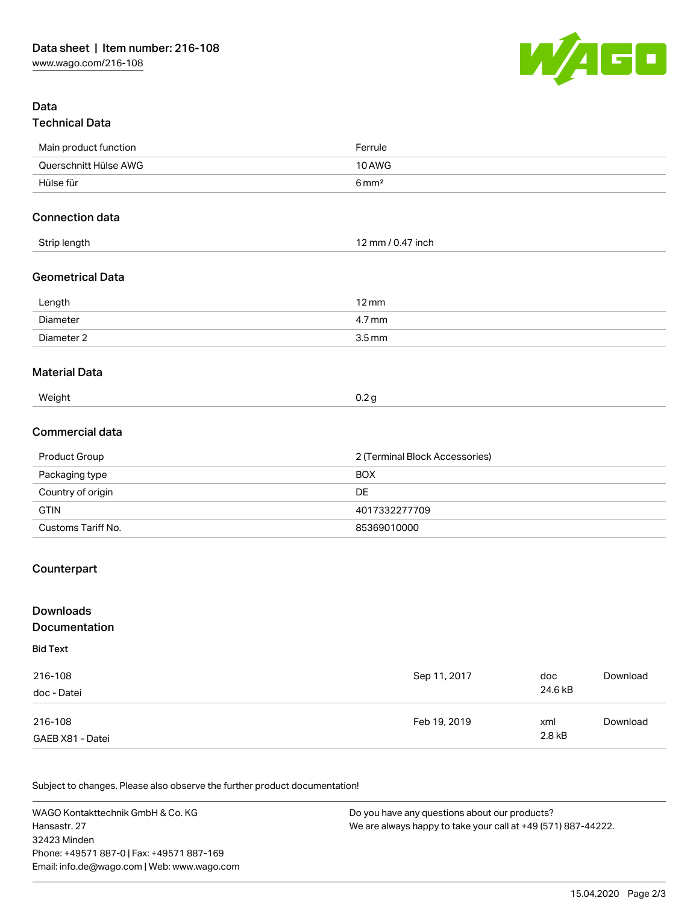Data sheet | Item number: 216-108
www.wago.com/216-108

## Data

### Technical Data

| | |
|---|---|
| Main product function | Ferrule |
| Querschnitt Hülse AWG | 10 AWG |
| Hülse für | 6 mm² |

### Connection data

| | |
|---|---|
| Strip length | 12 mm / 0.47 inch |

### Geometrical Data

| | |
|---|---|
| Length | 12 mm |
| Diameter | 4.7 mm |
| Diameter 2 | 3.5 mm |

### Material Data

| | |
|---|---|
| Weight | 0.2 g |

### Commercial data

| | |
|---|---|
| Product Group | 2 (Terminal Block Accessories) |
| Packaging type | BOX |
| Country of origin | DE |
| GTIN | 4017332277709 |
| Customs Tariff No. | 85369010000 |

## Counterpart

## Downloads

### Documentation

**Bid Text**

| | | | |
|---|---|---|---|
| 216-108<br>doc - Datei | Sep 11, 2017 | doc<br>24.6 kB | Download |
| 216-108<br>GAEB X81 - Datei | Feb 19, 2019 | xml<br>2.8 kB | Download |

Subject to changes. Please also observe the further product documentation!

WAGO Kontakttechnik GmbH & Co. KG
Hansastr. 27
32423 Minden
Phone: +49571 887-0 | Fax: +49571 887-169
Email: info.de@wago.com | Web: www.wago.com

Do you have any questions about our products?
We are always happy to take your call at +49 (571) 887-44222.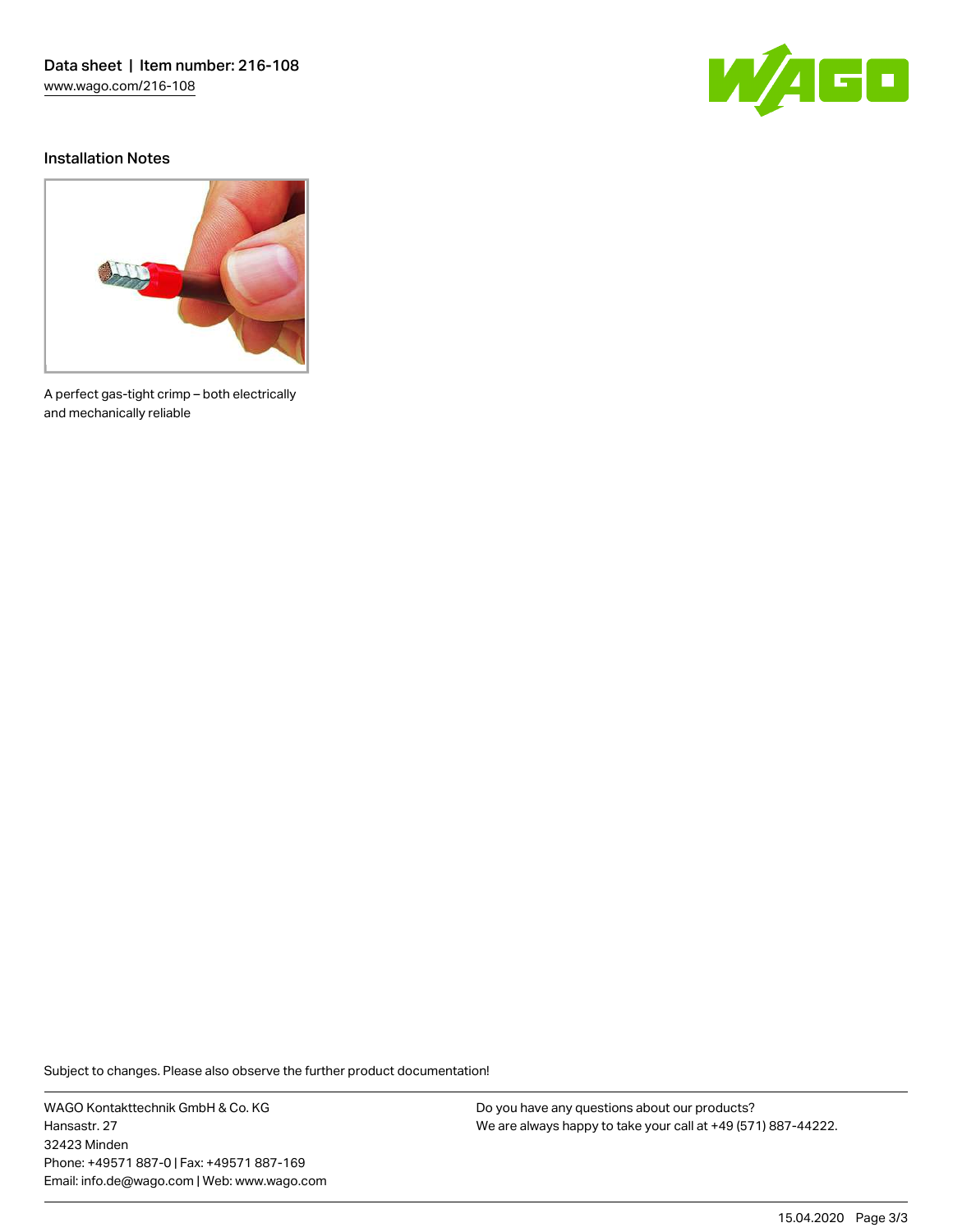## Installation Notes

A perfect gas-tight crimp – both electrically and mechanically reliable

Subject to changes. Please also observe the further product documentation!

WAGO Kontakttechnik GmbH & Co. KG
Hansastr. 27
32423 Minden
Phone: +49571 887-0 | Fax: +49571 887-169
Email: info.de@wago.com | Web: www.wago.com

Do you have any questions about our products?
We are always happy to take your call at +49 (571) 887-44222.